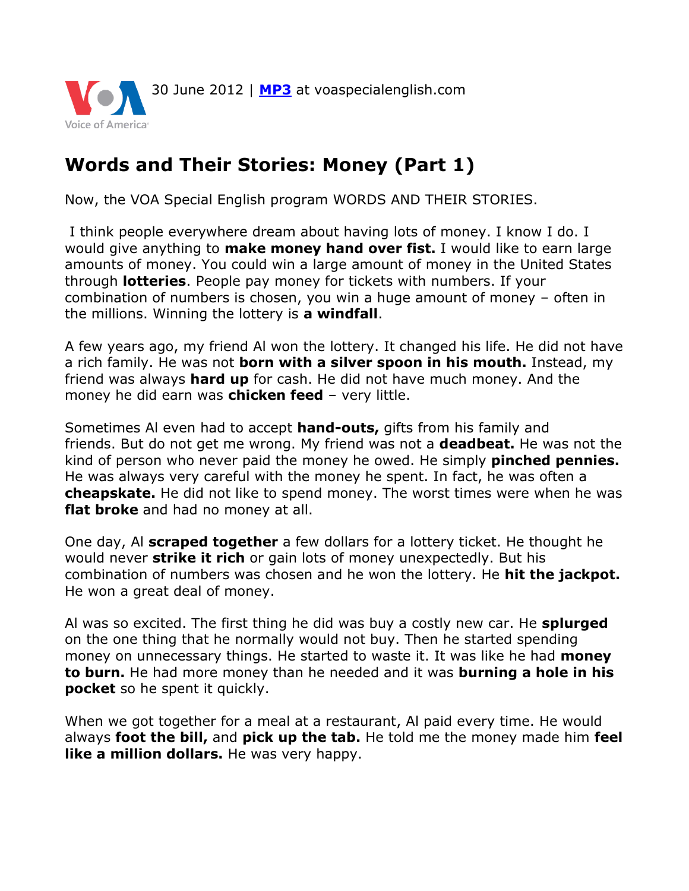30 June 2012 | [MP3](MP3) at voaspecialenglish.com

# Words and Their Stories: Money (Part 1)

Now, the VOA Special English program WORDS AND THEIR STORIES.

I think people everywhere dream about having lots of money. I know I do. I would give anything to **make money hand over fist.** I would like to earn large amounts of money. You could win a large amount of money in the United States through **lotteries**. People pay money for tickets with numbers. If your combination of numbers is chosen, you win a huge amount of money – often in the millions. Winning the lottery is **a windfall**.

A few years ago, my friend Al won the lottery. It changed his life. He did not have a rich family. He was not **born with a silver spoon in his mouth.** Instead, my friend was always **hard up** for cash. He did not have much money. And the money he did earn was **chicken feed** – very little.

Sometimes Al even had to accept **hand-outs,** gifts from his family and friends. But do not get me wrong. My friend was not a **deadbeat.** He was not the kind of person who never paid the money he owed. He simply **pinched pennies.** He was always very careful with the money he spent. In fact, he was often a **cheapskate.** He did not like to spend money. The worst times were when he was **flat broke** and had no money at all.

One day, Al **scraped together** a few dollars for a lottery ticket. He thought he would never **strike it rich** or gain lots of money unexpectedly. But his combination of numbers was chosen and he won the lottery. He **hit the jackpot.** He won a great deal of money.

Al was so excited. The first thing he did was buy a costly new car. He **splurged** on the one thing that he normally would not buy. Then he started spending money on unnecessary things. He started to waste it. It was like he had **money to burn.** He had more money than he needed and it was **burning a hole in his pocket** so he spent it quickly.

When we got together for a meal at a restaurant, Al paid every time. He would always **foot the bill,** and **pick up the tab.** He told me the money made him **feel like a million dollars.** He was very happy.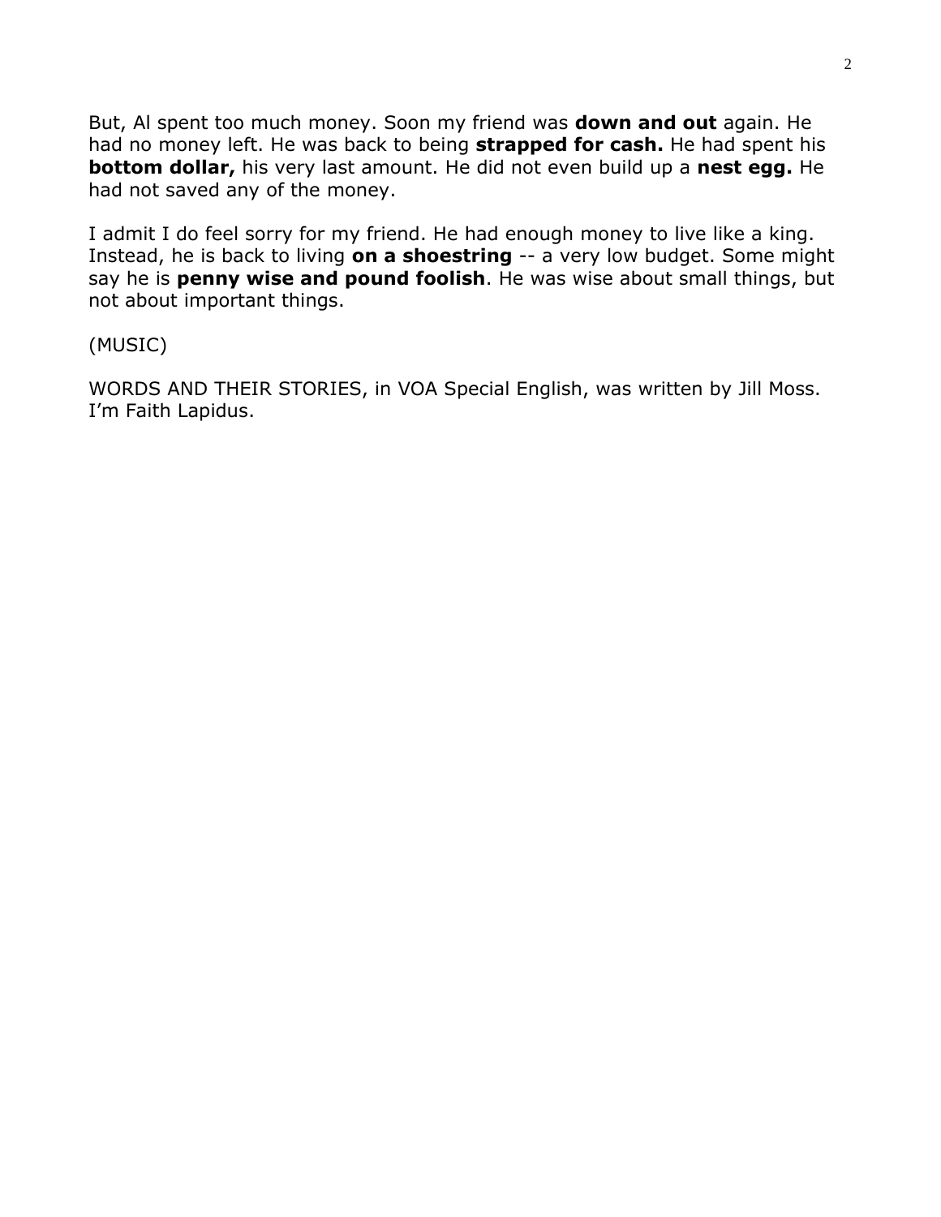But, Al spent too much money. Soon my friend was **down and out** again. He had no money left. He was back to being **strapped for cash.** He had spent his **bottom dollar,** his very last amount. He did not even build up a **nest egg.** He had not saved any of the money.

I admit I do feel sorry for my friend. He had enough money to live like a king. Instead, he is back to living **on a shoestring** -- a very low budget. Some might say he is **penny wise and pound foolish**. He was wise about small things, but not about important things.

(MUSIC)

WORDS AND THEIR STORIES, in VOA Special English, was written by Jill Moss. I'm Faith Lapidus.